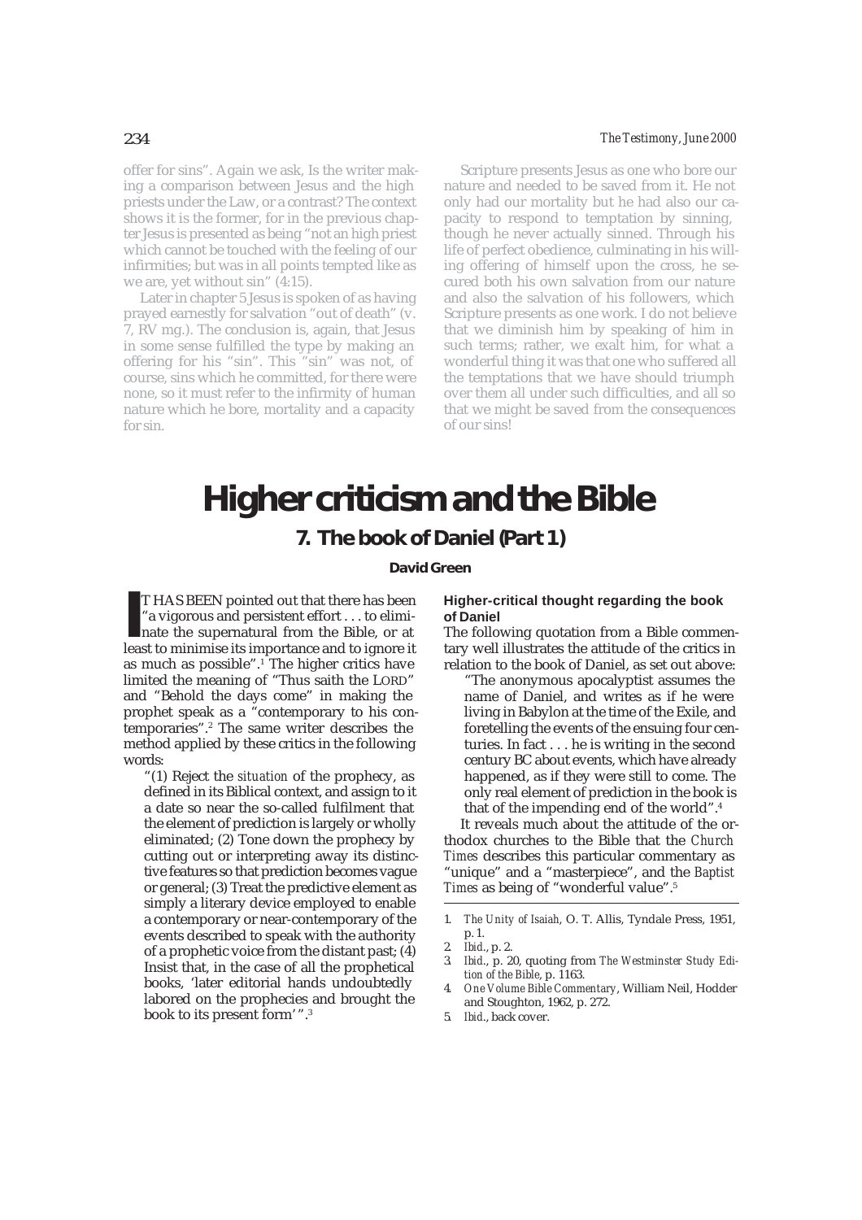offer for sins". Again we ask, Is the writer making a comparison between Jesus and the high priests under the Law, or a contrast? The context shows it is the former, for in the previous chapter Jesus is presented as being "not an high priest which cannot be touched with the feeling of our infirmities; but was in all points tempted like as we are, yet without sin" (4:15).

Later in chapter 5 Jesus is spoken of as having prayed earnestly for salvation "out of death" (v. 7, RV mg.). The conclusion is, again, that Jesus in some sense fulfilled the type by making an offering for his "sin". This "sin" was not, of course, sins which he committed, for there were none, so it must refer to the infirmity of human nature which he bore, mortality and a capacity for sin.

Scripture presents Jesus as one who bore our nature and needed to be saved from it. He not only had our mortality but he had also our capacity to respond to temptation by sinning, though he never actually sinned. Through his life of perfect obedience, culminating in his willing offering of himself upon the cross, he secured both his own salvation from our nature and also the salvation of his followers, which Scripture presents as one work. I do not believe that we diminish him by speaking of him in such terms; rather, we exalt him, for what a wonderful thing it was that one who suffered all the temptations that we have should triumph over them all under such difficulties, and all so that we might be saved from the consequences of our sins!

# Higher criticism and the Bible

## 7. The book of Daniel (Part 1)

**David Green**

IT HAS BEEN pointed out that there has been "a vigorous and persistent effort . . . to eliminate the supernatural from the Bible, or at least to minimise its importance and to ignore it as much as possible".[1] The higher critics have limited the meaning of "Thus saith the LORD" and "Behold the days come" in making the prophet speak as a "contemporary to his contemporaries".[2] The same writer describes the method applied by these critics in the following words:

> "(1) Reject the *situation* of the prophecy, as defined in its Biblical context, and assign to it a date so near the so-called fulfilment that the element of prediction is largely or wholly eliminated; (2) Tone down the prophecy by cutting out or interpreting away its distinctive features so that prediction becomes vague or general; (3) Treat the predictive element as simply a literary device employed to enable a contemporary or near-contemporary of the events described to speak with the authority of a prophetic voice from the distant past; (4) Insist that, in the case of all the prophetical books, 'later editorial hands undoubtedly labored on the prophecies and brought the book to its present form' ".[3]

### Higher-critical thought regarding the book of Daniel

The following quotation from a Bible commentary well illustrates the attitude of the critics in relation to the book of Daniel, as set out above:

> "The anonymous apocalyptist assumes the name of Daniel, and writes as if he were living in Babylon at the time of the Exile, and foretelling the events of the ensuing four centuries. In fact . . . he is writing in the second century BC about events, which have already happened, as if they were still to come. The only real element of prediction in the book is that of the impending end of the world".[4]

It reveals much about the attitude of the orthodox churches to the Bible that the *Church Times* describes this particular commentary as "unique" and a "masterpiece", and the *Baptist Times* as being of "wonderful value".[5]

1. *The Unity of Isaiah*, O. T. Allis, Tyndale Press, 1951, p. 1.
2. *Ibid.*, p. 2.
3. *Ibid.*, p. 20, quoting from *The Westminster Study Edition of the Bible*, p. 1163.
4. *One Volume Bible Commentary*, William Neil, Hodder and Stoughton, 1962, p. 272.
5. *Ibid.*, back cover.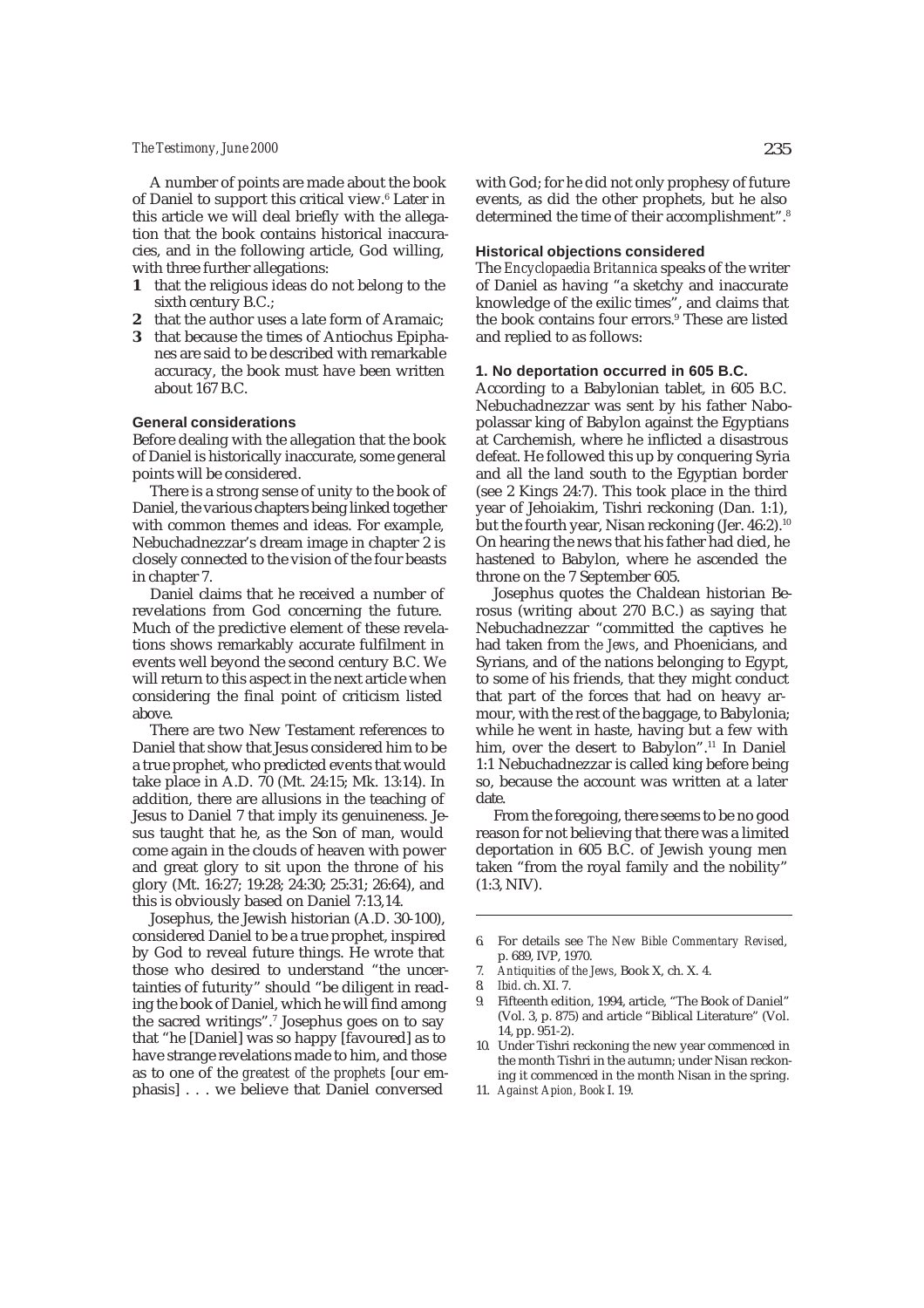A number of points are made about the book of Daniel to support this critical view.[6] Later in this article we will deal briefly with the allegation that the book contains historical inaccuracies, and in the following article, God willing, with three further allegations:

**1** that the religious ideas do not belong to the sixth century B.C.;

**2** that the author uses a late form of Aramaic;

**3** that because the times of Antiochus Epiphanes are said to be described with remarkable accuracy, the book must have been written about 167 B.C.

### General considerations

Before dealing with the allegation that the book of Daniel is historically inaccurate, some general points will be considered.

There is a strong sense of unity to the book of Daniel, the various chapters being linked together with common themes and ideas. For example, Nebuchadnezzar's dream image in chapter 2 is closely connected to the vision of the four beasts in chapter 7.

Daniel claims that he received a number of revelations from God concerning the future. Much of the predictive element of these revelations shows remarkably accurate fulfilment in events well beyond the second century B.C. We will return to this aspect in the next article when considering the final point of criticism listed above.

There are two New Testament references to Daniel that show that Jesus considered him to be a true prophet, who predicted events that would take place in A.D. 70 (Mt. 24:15; Mk. 13:14). In addition, there are allusions in the teaching of Jesus to Daniel 7 that imply its genuineness. Jesus taught that he, as the Son of man, would come again in the clouds of heaven with power and great glory to sit upon the throne of his glory (Mt. 16:27; 19:28; 24:30; 25:31; 26:64), and this is obviously based on Daniel 7:13,14.

Josephus, the Jewish historian (A.D. 30-100), considered Daniel to be a true prophet, inspired by God to reveal future things. He wrote that those who desired to understand "the uncertainties of futurity" should "be diligent in reading the book of Daniel, which he will find among the sacred writings".[7] Josephus goes on to say that "he [Daniel] was so happy [favoured] as to have strange revelations made to him, and those as to one of the *greatest of the prophets* [our emphasis] . . . we believe that Daniel conversed with God; for he did not only prophesy of future events, as did the other prophets, but he also determined the time of their accomplishment".[8]

### Historical objections considered

The *Encyclopaedia Britannica* speaks of the writer of Daniel as having "a sketchy and inaccurate knowledge of the exilic times", and claims that the book contains four errors.[9] These are listed and replied to as follows:

#### 1. No deportation occurred in 605 B.C.

According to a Babylonian tablet, in 605 B.C. Nebuchadnezzar was sent by his father Nabopolassar king of Babylon against the Egyptians at Carchemish, where he inflicted a disastrous defeat. He followed this up by conquering Syria and all the land south to the Egyptian border (see 2 Kings 24:7). This took place in the third year of Jehoiakim, Tishri reckoning (Dan. 1:1), but the fourth year, Nisan reckoning (Jer. 46:2).[10] On hearing the news that his father had died, he hastened to Babylon, where he ascended the throne on the 7 September 605.

Josephus quotes the Chaldean historian Berosus (writing about 270 B.C.) as saying that Nebuchadnezzar "committed the captives he had taken from *the Jews*, and Phoenicians, and Syrians, and of the nations belonging to Egypt, to some of his friends, that they might conduct that part of the forces that had on heavy armour, with the rest of the baggage, to Babylonia; while he went in haste, having but a few with him, over the desert to Babylon".[11] In Daniel 1:1 Nebuchadnezzar is called king before being so, because the account was written at a later date.

From the foregoing, there seems to be no good reason for not believing that there was a limited deportation in 605 B.C. of Jewish young men taken "from the royal family and the nobility" (1:3, NIV).

---

6. For details see *The New Bible Commentary Revised*, p. 689, IVP, 1970.
7. *Antiquities of the Jews*, Book X, ch. X. 4.
8. *Ibid*. ch. XI. 7.
9. Fifteenth edition, 1994, article, "The Book of Daniel" (Vol. 3, p. 875) and article "Biblical Literature" (Vol. 14, pp. 951-2).
10. Under Tishri reckoning the new year commenced in the month Tishri in the autumn; under Nisan reckoning it commenced in the month Nisan in the spring.
11. *Against Apion, Book* I. 19.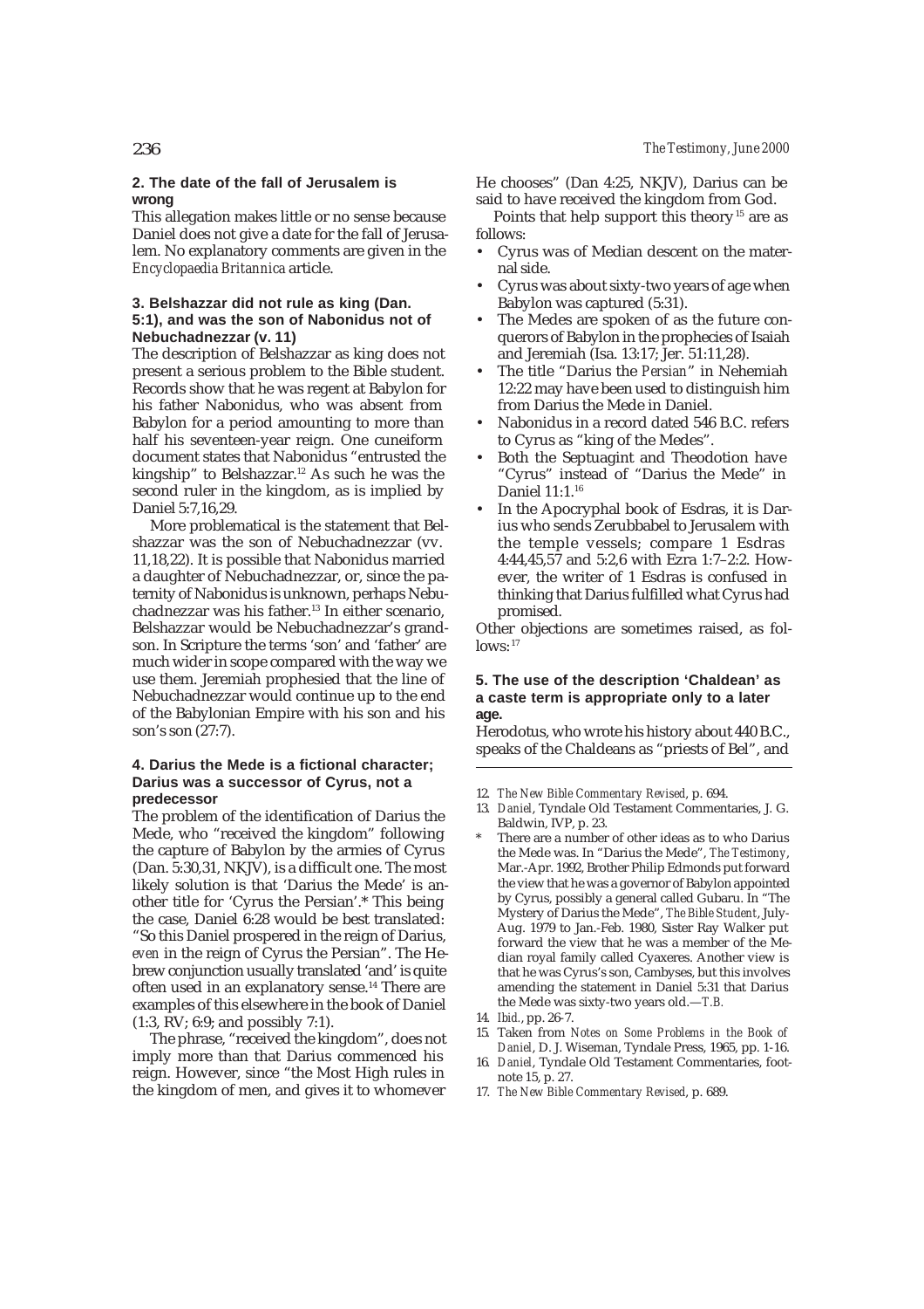### 2. The date of the fall of Jerusalem is wrong

This allegation makes little or no sense because Daniel does not give a date for the fall of Jerusalem. No explanatory comments are given in the *Encyclopaedia Britannica* article.

### 3. Belshazzar did not rule as king (Dan. 5:1), and was the son of Nabonidus not of Nebuchadnezzar (v. 11)

The description of Belshazzar as king does not present a serious problem to the Bible student. Records show that he was regent at Babylon for his father Nabonidus, who was absent from Babylon for a period amounting to more than half his seventeen-year reign. One cuneiform document states that Nabonidus "entrusted the kingship" to Belshazzar.[12] As such he was the second ruler in the kingdom, as is implied by Daniel 5:7,16,29.

More problematical is the statement that Belshazzar was the son of Nebuchadnezzar (vv. 11,18,22). It is possible that Nabonidus married a daughter of Nebuchadnezzar, or, since the paternity of Nabonidus is unknown, perhaps Nebuchadnezzar was his father.[13] In either scenario, Belshazzar would be Nebuchadnezzar's grandson. In Scripture the terms 'son' and 'father' are much wider in scope compared with the way we use them. Jeremiah prophesied that the line of Nebuchadnezzar would continue up to the end of the Babylonian Empire with his son and his son's son (27:7).

### 4. Darius the Mede is a fictional character; Darius was a successor of Cyrus, not a predecessor

The problem of the identification of Darius the Mede, who "received the kingdom" following the capture of Babylon by the armies of Cyrus (Dan. 5:30,31, NKJV), is a difficult one. The most likely solution is that 'Darius the Mede' is another title for 'Cyrus the Persian'.* This being the case, Daniel 6:28 would be best translated: "So this Daniel prospered in the reign of Darius, *even* in the reign of Cyrus the Persian". The Hebrew conjunction usually translated 'and' is quite often used in an explanatory sense.[14] There are examples of this elsewhere in the book of Daniel (1:3, RV; 6:9; and possibly 7:1).

The phrase, "received the kingdom", does not imply more than that Darius commenced his reign. However, since "the Most High rules in the kingdom of men, and gives it to whomever He chooses" (Dan 4:25, NKJV), Darius can be said to have received the kingdom from God.

Points that help support this theory[15] are as follows:

- Cyrus was of Median descent on the maternal side.
- Cyrus was about sixty-two years of age when Babylon was captured (5:31).
- The Medes are spoken of as the future conquerors of Babylon in the prophecies of Isaiah and Jeremiah (Isa. 13:17; Jer. 51:11,28).
- The title "Darius the *Persian*" in Nehemiah 12:22 may have been used to distinguish him from Darius the Mede in Daniel.
- Nabonidus in a record dated 546 B.C. refers to Cyrus as "king of the Medes".
- Both the Septuagint and Theodotion have "Cyrus" instead of "Darius the Mede" in Daniel 11:1.[16]
- In the Apocryphal book of Esdras, it is Darius who sends Zerubbabel to Jerusalem with the temple vessels; compare 1 Esdras 4:44,45,57 and 5:2,6 with Ezra 1:7–2:2. However, the writer of 1 Esdras is confused in thinking that Darius fulfilled what Cyrus had promised.

Other objections are sometimes raised, as follows:[17]

### 5. The use of the description 'Chaldean' as a caste term is appropriate only to a later age.

Herodotus, who wrote his history about 440 B.C., speaks of the Chaldeans as "priests of Bel", and

---

12. *The New Bible Commentary Revised*, p. 694.
13. *Daniel*, Tyndale Old Testament Commentaries, J. G. Baldwin, IVP, p. 23.

\* There are a number of other ideas as to who Darius the Mede was. In "Darius the Mede", *The Testimony*, Mar.-Apr. 1992, Brother Philip Edmonds put forward the view that he was a governor of Babylon appointed by Cyrus, possibly a general called Gubaru. In "The Mystery of Darius the Mede", *The Bible Student*, July-Aug. 1979 to Jan.-Feb. 1980, Sister Ray Walker put forward the view that he was a member of the Median royal family called Cyaxeres. Another view is that he was Cyrus's son, Cambyses, but this involves amending the statement in Daniel 5:31 that Darius the Mede was sixty-two years old.—*T.B.*

14. *Ibid.*, pp. 26-7.
15. Taken from *Notes on Some Problems in the Book of Daniel*, D. J. Wiseman, Tyndale Press, 1965, pp. 1-16.
16. *Daniel*, Tyndale Old Testament Commentaries, footnote 15, p. 27.
17. *The New Bible Commentary Revised*, p. 689.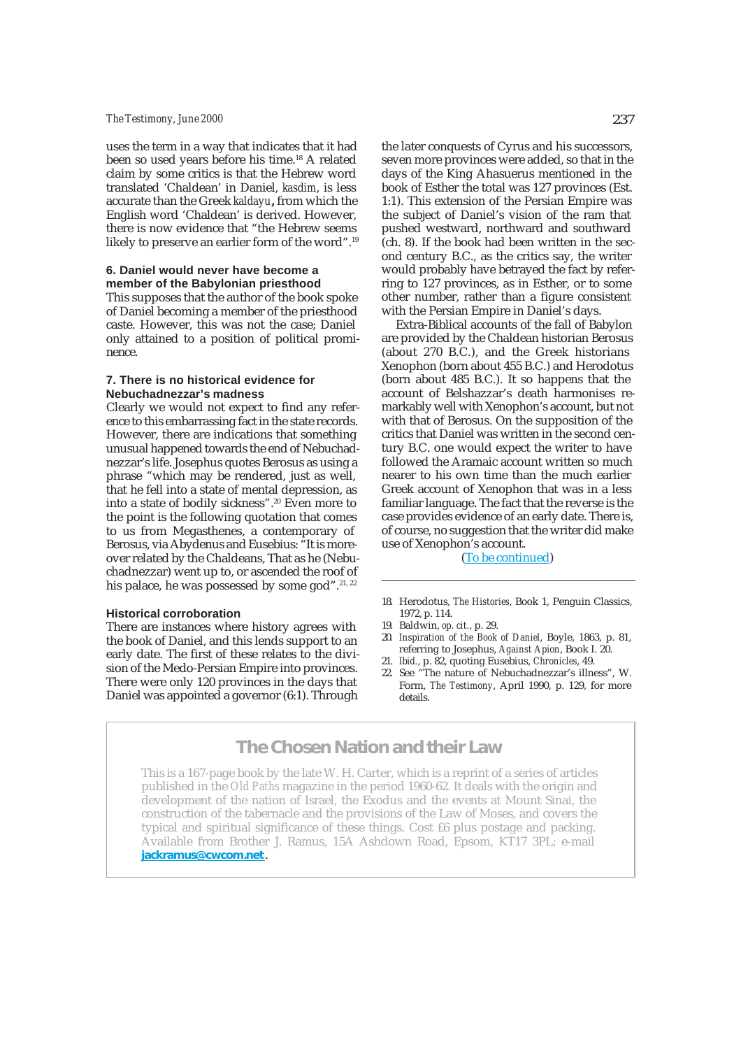uses the term in a way that indicates that it had been so used years before his time.[18] A related claim by some critics is that the Hebrew word translated 'Chaldean' in Daniel, *kasdim*, is less accurate than the Greek *kaldayu*, from which the English word 'Chaldean' is derived. However, there is now evidence that "the Hebrew seems likely to preserve an earlier form of the word".[19]

### 6. Daniel would never have become a member of the Babylonian priesthood

This supposes that the author of the book spoke of Daniel becoming a member of the priesthood caste. However, this was not the case; Daniel only attained to a position of political prominence.

### 7. There is no historical evidence for Nebuchadnezzar's madness

Clearly we would not expect to find any reference to this embarrassing fact in the state records. However, there are indications that something unusual happened towards the end of Nebuchadnezzar's life. Josephus quotes Berosus as using a phrase "which may be rendered, just as well, that he fell into a state of mental depression, as into a state of bodily sickness".[20] Even more to the point is the following quotation that comes to us from Megasthenes, a contemporary of Berosus, via Abydenus and Eusebius: "It is moreover related by the Chaldeans, That as he (Nebuchadnezzar) went up to, or ascended the roof of his palace, he was possessed by some god".[21, 22]

### Historical corroboration

There are instances where history agrees with the book of Daniel, and this lends support to an early date. The first of these relates to the division of the Medo-Persian Empire into provinces. There were only 120 provinces in the days that Daniel was appointed a governor (6:1). Through the later conquests of Cyrus and his successors, seven more provinces were added, so that in the days of the King Ahasuerus mentioned in the book of Esther the total was 127 provinces (Est. 1:1). This extension of the Persian Empire was the subject of Daniel's vision of the ram that pushed westward, northward and southward (ch. 8). If the book had been written in the second century B.C., as the critics say, the writer would probably have betrayed the fact by referring to 127 provinces, as in Esther, or to some other number, rather than a figure consistent with the Persian Empire in Daniel's days.

Extra-Biblical accounts of the fall of Babylon are provided by the Chaldean historian Berosus (about 270 B.C.), and the Greek historians Xenophon (born about 455 B.C.) and Herodotus (born about 485 B.C.). It so happens that the account of Belshazzar's death harmonises remarkably well with Xenophon's account, but not with that of Berosus. On the supposition of the critics that Daniel was written in the second century B.C. one would expect the writer to have followed the Aramaic account written so much nearer to his own time than the much earlier Greek account of Xenophon that was in a less familiar language. The fact that the reverse is the case provides evidence of an early date. There is, of course, no suggestion that the writer did make use of Xenophon's account.

(To be continued)

---

18. Herodotus, *The Histories*, Book 1, Penguin Classics, 1972, p. 114.
19. Baldwin, *op. cit.*, p. 29.
20. *Inspiration of the Book of Daniel*, Boyle, 1863, p. 81, referring to Josephus, *Against Apion*, Book I. 20.
21. *Ibid.*, p. 82, quoting Eusebius, *Chronicles*, 49.
22. See "The nature of Nebuchadnezzar's illness", W. Form, *The Testimony*, April 1990, p. 129, for more details.

## The Chosen Nation and their Law

This is a 167-page book by the late W. H. Carter, which is a reprint of a series of articles published in the *Old Paths* magazine in the period 1960-62. It deals with the origin and development of the nation of Israel, the Exodus and the events at Mount Sinai, the construction of the tabernacle and the provisions of the Law of Moses, and covers the typical and spiritual significance of these things. Cost £6 plus postage and packing. Available from Brother J. Ramus, 15A Ashdown Road, Epsom, KT17 3PL; e-mail **jackramus@cwcom.net**.